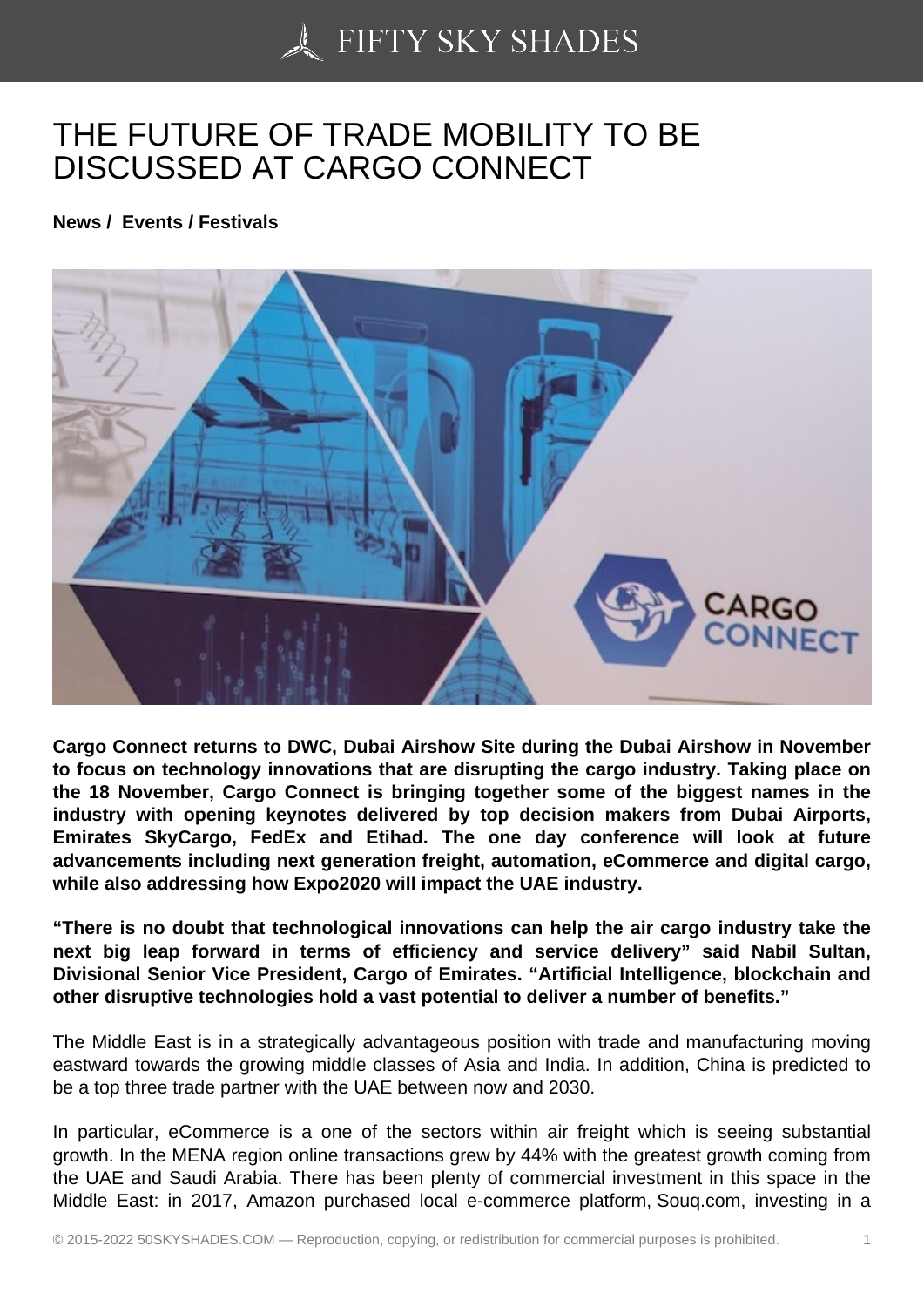# THE FUTURE OF TRADE MOBILITY TO BE DISCUSSED AT CARGO CONNECT

**News / Events / Festivals**

**Cargo Connect returns to DWC, Dubai Airshow Site during the Dubai Airshow in November to focus on technology innovations that are disrupting the cargo industry. Taking place on the 18 November, Cargo Connect is bringing together some of the biggest names in the industry with opening keynotes delivered by top decision makers from Dubai Airports, Emirates SkyCargo, FedEx and Etihad. The one day conference will look at future advancements including next generation freight, automation, eCommerce and digital cargo, while also addressing how Expo2020 will impact the UAE industry.**

**"There is no doubt that technological innovations can help the air cargo industry take the next big leap forward in terms of efficiency and service delivery" said Nabil Sultan, Divisional Senior Vice President, Cargo of Emirates. "Artificial Intelligence, blockchain and other disruptive technologies hold a vast potential to deliver a number of benefits."**

The Middle East is in a strategically advantageous position with trade and manufacturing moving eastward towards the growing middle classes of Asia and India. In addition, China is predicted to be a top three trade partner with the UAE between now and 2030.

In particular, eCommerce is a one of the sectors within air freight which is seeing substantial growth. In the MENA region online transactions grew by 44% with the greatest growth coming from the UAE and Saudi Arabia. There has been plenty of commercial investment in this space in the Middle East: in 2017, Amazon purchased local e-commerce platform, Souq.com, investing in a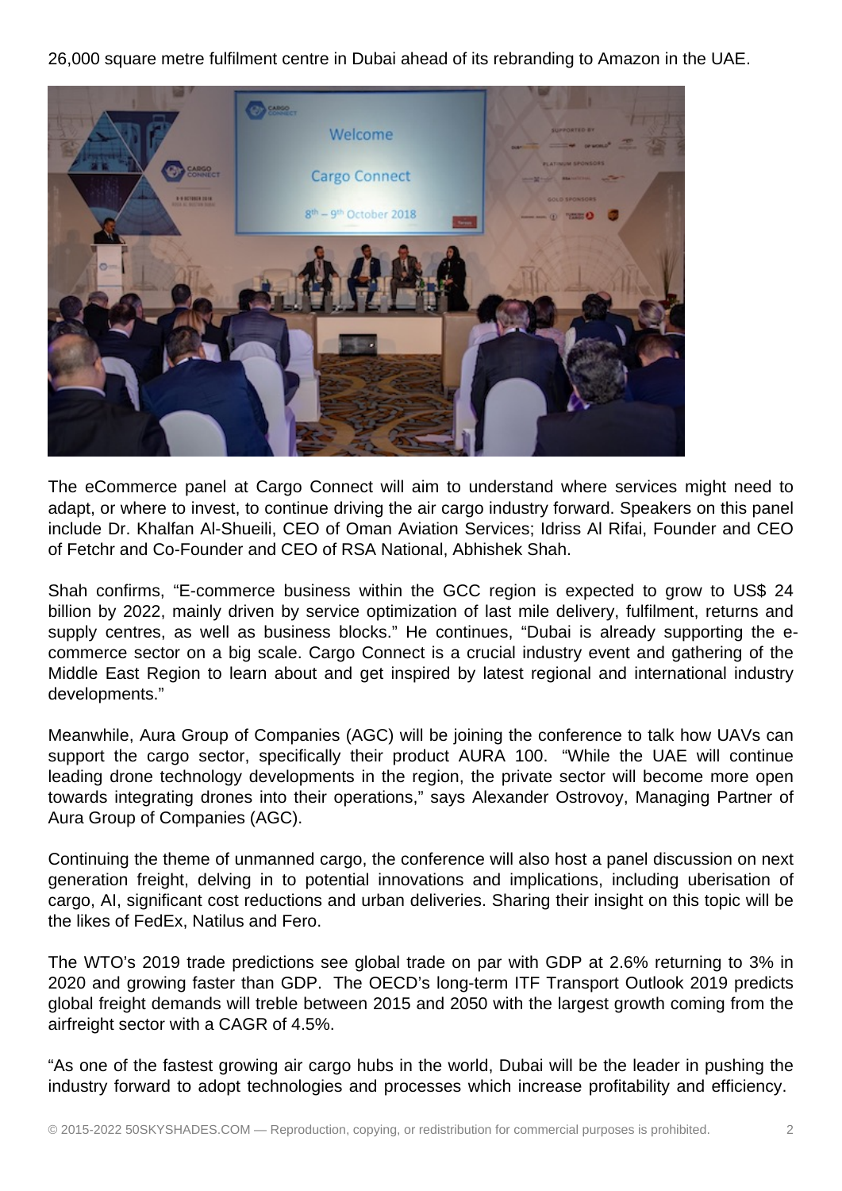26,000 square metre fulfilment centre in Dubai ahead of its rebranding to Amazon in the UAE.

The eCommerce panel at Cargo Connect will aim to understand where services might need to adapt, or where to invest, to continue driving the air cargo industry forward. Speakers on this panel include Dr. Khalfan Al-Shueili, CEO of Oman Aviation Services; Idriss Al Rifai, Founder and CEO of Fetchr and Co-Founder and CEO of RSA National, Abhishek Shah.

Shah confirms, "E-commerce business within the GCC region is expected to grow to US$ 24 billion by 2022, mainly driven by service optimization of last mile delivery, fulfilment, returns and supply centres, as well as business blocks." He continues, "Dubai is already supporting the e-commerce sector on a big scale. Cargo Connect is a crucial industry event and gathering of the Middle East Region to learn about and get inspired by latest regional and international industry developments."

Meanwhile, Aura Group of Companies (AGC) will be joining the conference to talk how UAVs can support the cargo sector, specifically their product AURA 100. "While the UAE will continue leading drone technology developments in the region, the private sector will become more open towards integrating drones into their operations," says Alexander Ostrovoy, Managing Partner of Aura Group of Companies (AGC).

Continuing the theme of unmanned cargo, the conference will also host a panel discussion on next generation freight, delving in to potential innovations and implications, including uberisation of cargo, AI, significant cost reductions and urban deliveries. Sharing their insight on this topic will be the likes of FedEx, Natilus and Fero.

The WTO's 2019 trade predictions see global trade on par with GDP at 2.6% returning to 3% in 2020 and growing faster than GDP. The OECD's long-term ITF Transport Outlook 2019 predicts global freight demands will treble between 2015 and 2050 with the largest growth coming from the airfreight sector with a CAGR of 4.5%.

"As one of the fastest growing air cargo hubs in the world, Dubai will be the leader in pushing the industry forward to adopt technologies and processes which increase profitability and efficiency.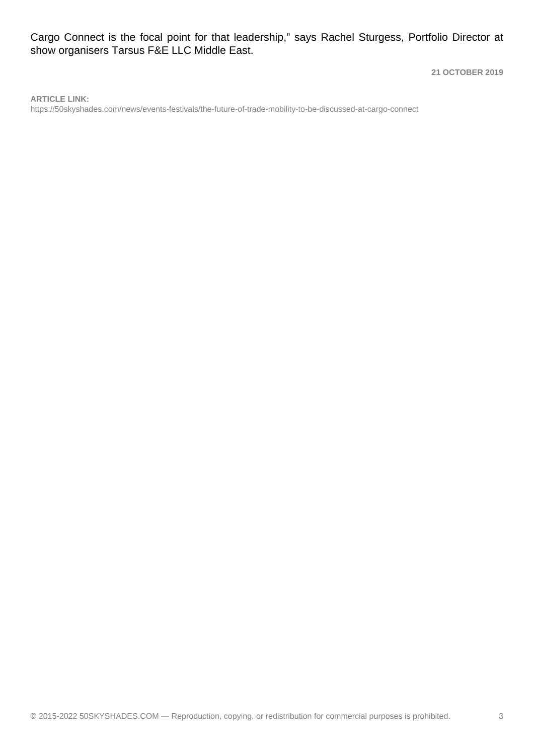Cargo Connect is the focal point for that leadership," says Rachel Sturgess, Portfolio Director at show organisers Tarsus F&E LLC Middle East.

**21 OCTOBER 2019**

**ARTICLE LINK:**
https://50skyshades.com/news/events-festivals/the-future-of-trade-mobility-to-be-discussed-at-cargo-connect